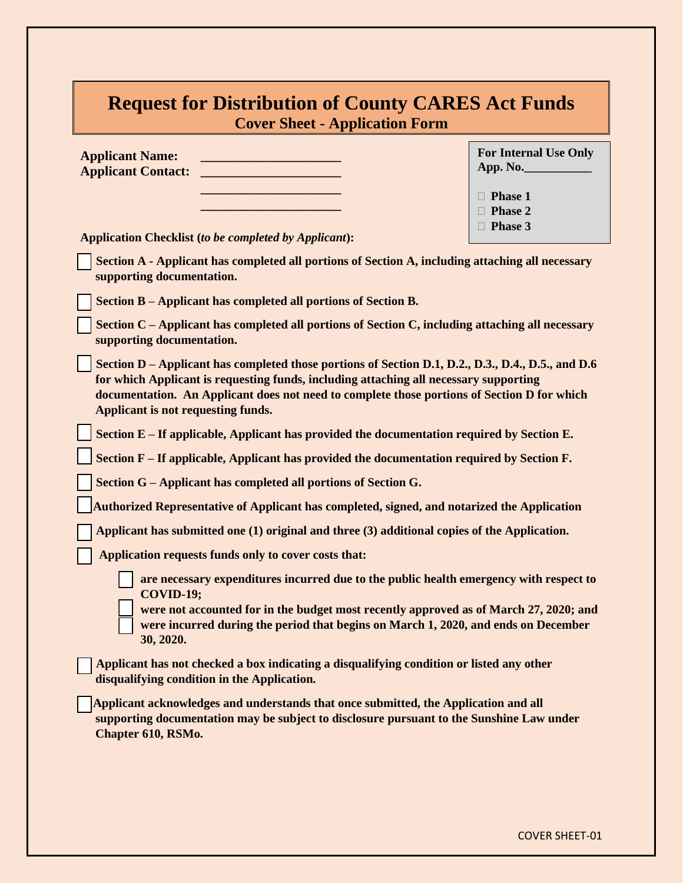# Request for Distribution of County CARES Act Funds

## Cover Sheet - Application Form

**Applicant Name:** ____________________

**Applicant Contact:** ____________________

____________________

____________________

**For Internal Use Only**
**App. No.__________**

- ☐ **Phase 1**
- ☐ **Phase 2**
- ☐ **Phase 3**

**Application Checklist (*to be completed by Applicant*):**

- ☐ **Section A - Applicant has completed all portions of Section A, including attaching all necessary supporting documentation.**
- ☐ **Section B – Applicant has completed all portions of Section B.**
- ☐ **Section C – Applicant has completed all portions of Section C, including attaching all necessary supporting documentation.**
- ☐ **Section D – Applicant has completed those portions of Section D.1, D.2., D.3., D.4., D.5., and D.6 for which Applicant is requesting funds, including attaching all necessary supporting documentation. An Applicant does not need to complete those portions of Section D for which Applicant is not requesting funds.**
- ☐ **Section E – If applicable, Applicant has provided the documentation required by Section E.**
- ☐ **Section F – If applicable, Applicant has provided the documentation required by Section F.**
- ☐ **Section G – Applicant has completed all portions of Section G.**
- ☐ **Authorized Representative of Applicant has completed, signed, and notarized the Application**
- ☐ **Applicant has submitted one (1) original and three (3) additional copies of the Application.**
- ☐ **Application requests funds only to cover costs that:**
  - ☐ **are necessary expenditures incurred due to the public health emergency with respect to COVID-19;**
  - ☐ **were not accounted for in the budget most recently approved as of March 27, 2020; and**
  - ☐ **were incurred during the period that begins on March 1, 2020, and ends on December 30, 2020.**
- ☐ **Applicant has not checked a box indicating a disqualifying condition or listed any other disqualifying condition in the Application.**
- ☐ **Applicant acknowledges and understands that once submitted, the Application and all supporting documentation may be subject to disclosure pursuant to the Sunshine Law under Chapter 610, RSMo.**

COVER SHEET-01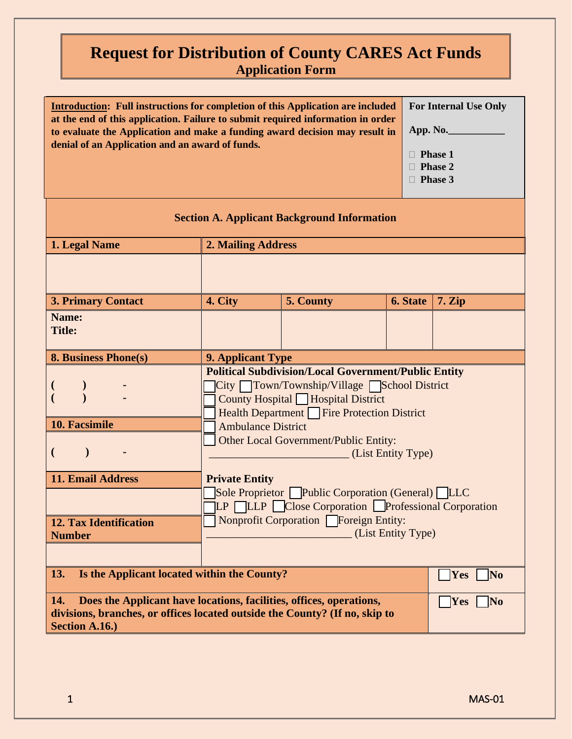# Request for Distribution of County CARES Act Funds
## Application Form

| **Introduction: Full instructions for completion of this Application are included at the end of this application. Failure to submit required information in order to evaluate the Application and make a funding award decision may result in denial of an Application and an award of funds.** | **For Internal Use Only**<br><br>**App. No.__________**<br><br>☐ **Phase 1**<br>☐ **Phase 2**<br>☐ **Phase 3** |
|---|---|

### Section A. Applicant Background Information

| **1. Legal Name** | **2. Mailing Address** | | | |
|---|---|---|---|---|
| | | | | |
| **3. Primary Contact** | **4. City** | **5. County** | **6. State** | **7. Zip** |
| **Name:**<br>**Title:** | | | | |

| **8. Business Phone(s)** | **9. Applicant Type** |
|---|---|
| ( ) -<br>( ) - | **Political Subdivision/Local Government/Public Entity**<br>☐ City ☐ Town/Township/Village ☐ School District<br>☐ County Hospital ☐ Hospital District<br>☐ Health Department ☐ Fire Protection District<br>☐ Ambulance District<br>☐ Other Local Government/Public Entity:<br>________________________ (List Entity Type) |
| **10. Facsimile** | |
| ( ) - | |
| **11. Email Address** | **Private Entity**<br>☐ Sole Proprietor ☐ Public Corporation (General) ☐ LLC<br>☐ LP ☐ LLP ☐ Close Corporation ☐ Professional Corporation<br>☐ Nonprofit Corporation ☐ Foreign Entity:<br>_________________________ (List Entity Type) |
| | |
| **12. Tax Identification Number** | |
| | |

| | |
|---|---|
| **13. Is the Applicant located within the County?** | ☐ **Yes** ☐ **No** |
| **14. Does the Applicant have locations, facilities, offices, operations, divisions, branches, or offices located outside the County? (If no, skip to Section A.16.)** | ☐ **Yes** ☐ **No** |

MAS-01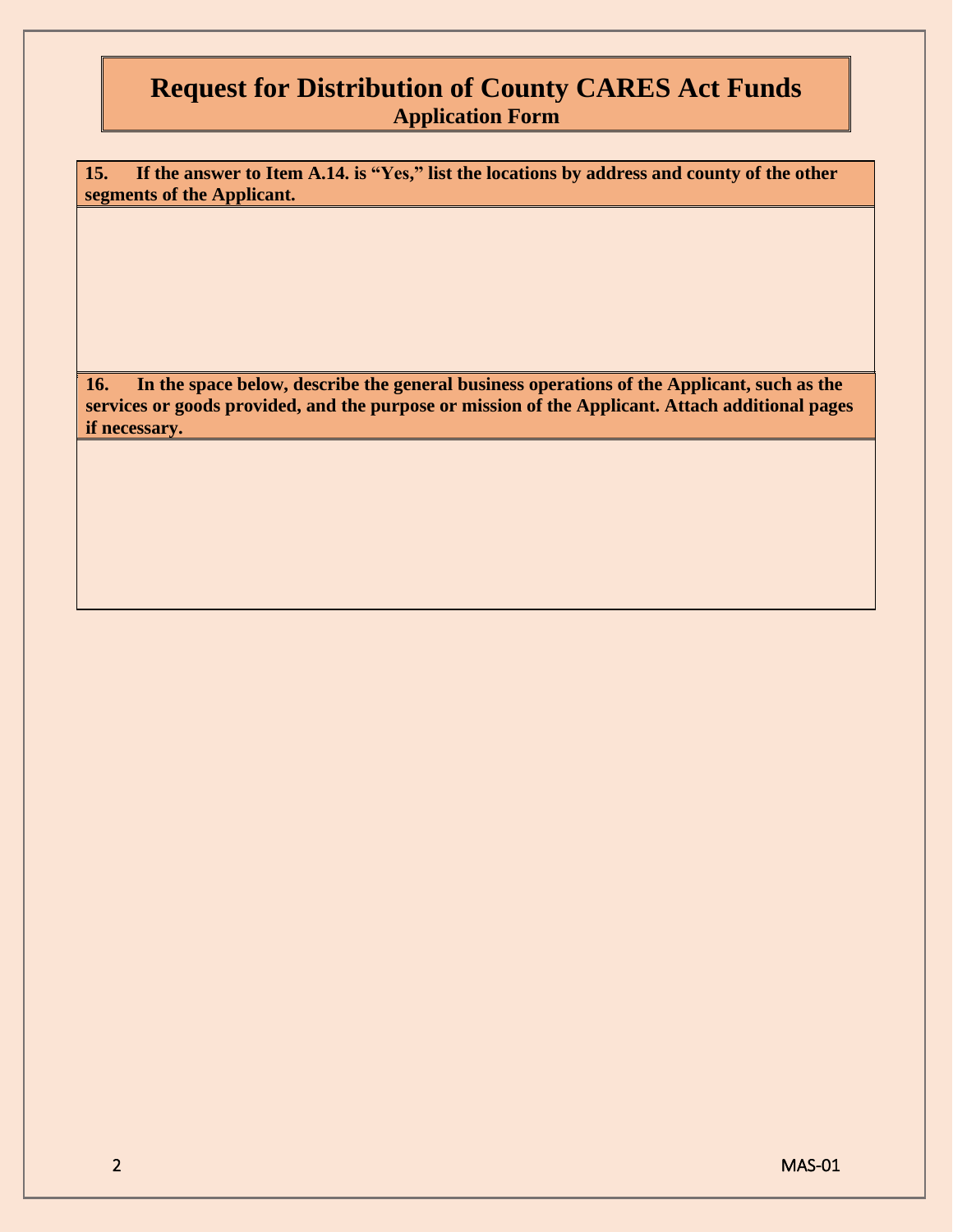# Request for Distribution of County CARES Act Funds

## Application Form

**15. If the answer to Item A.14. is "Yes," list the locations by address and county of the other segments of the Applicant.**

**16. In the space below, describe the general business operations of the Applicant, such as the services or goods provided, and the purpose or mission of the Applicant. Attach additional pages if necessary.**

MAS-01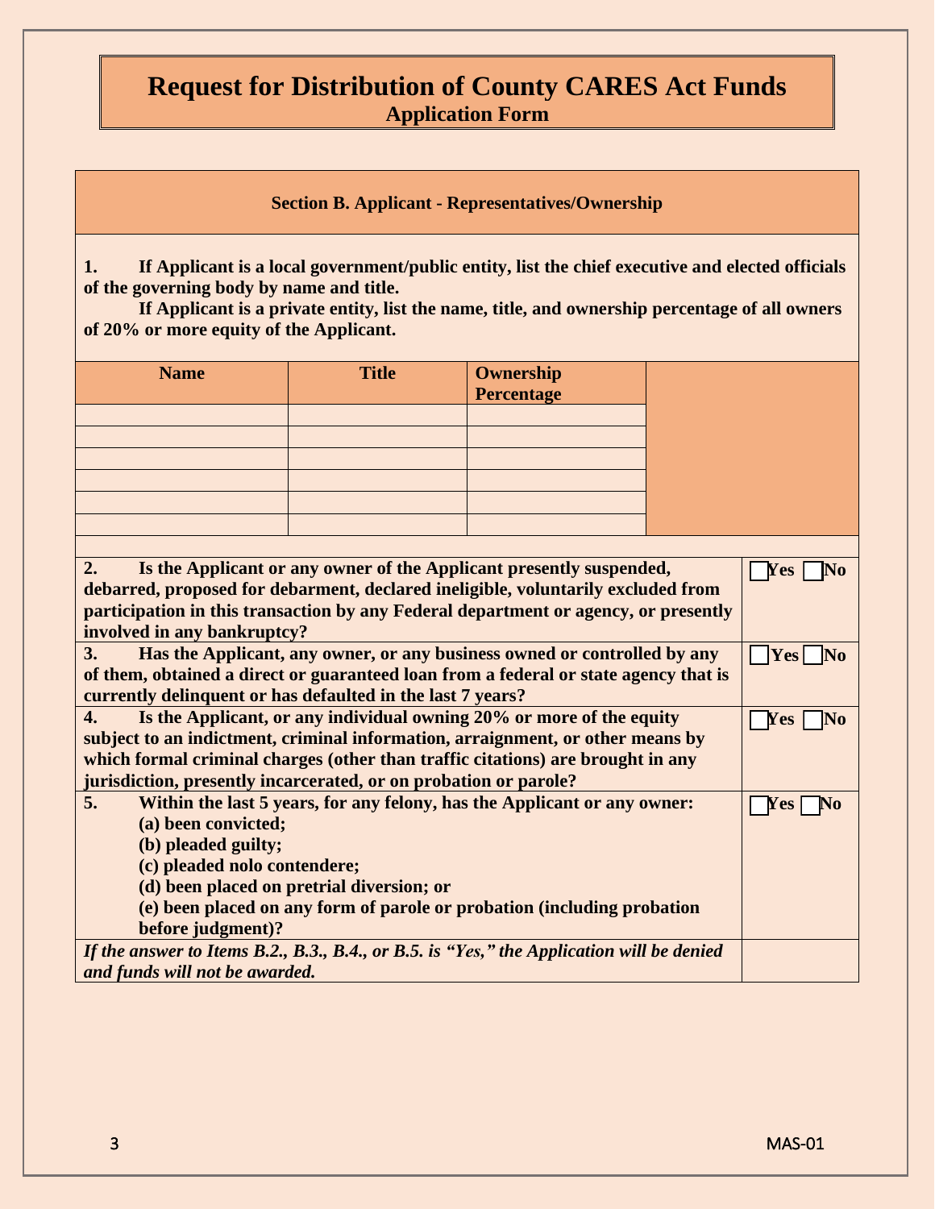# Request for Distribution of County CARES Act Funds
## Application Form

### Section B. Applicant - Representatives/Ownership

**1. If Applicant is a local government/public entity, list the chief executive and elected officials of the governing body by name and title.**

**If Applicant is a private entity, list the name, title, and ownership percentage of all owners of 20% or more equity of the Applicant.**

| Name | Title | Ownership Percentage |
|---|---|---|
| | | |
| | | |
| | | |
| | | |
| | | |
| | | |

| Question | Answer |
|---|---|
| **2. Is the Applicant or any owner of the Applicant presently suspended, debarred, proposed for debarment, declared ineligible, voluntarily excluded from participation in this transaction by any Federal department or agency, or presently involved in any bankruptcy?** | ☐ Yes ☐ No |
| **3. Has the Applicant, any owner, or any business owned or controlled by any of them, obtained a direct or guaranteed loan from a federal or state agency that is currently delinquent or has defaulted in the last 7 years?** | ☐ Yes ☐ No |
| **4. Is the Applicant, or any individual owning 20% or more of the equity subject to an indictment, criminal information, arraignment, or other means by which formal criminal charges (other than traffic citations) are brought in any jurisdiction, presently incarcerated, or on probation or parole?** | ☐ Yes ☐ No |
| **5. Within the last 5 years, for any felony, has the Applicant or any owner: (a) been convicted; (b) pleaded guilty; (c) pleaded nolo contendere; (d) been placed on pretrial diversion; or (e) been placed on any form of parole or probation (including probation before judgment)?** | ☐ Yes ☐ No |
| ***If the answer to Items B.2., B.3., B.4., or B.5. is "Yes," the Application will be denied and funds will not be awarded.*** | |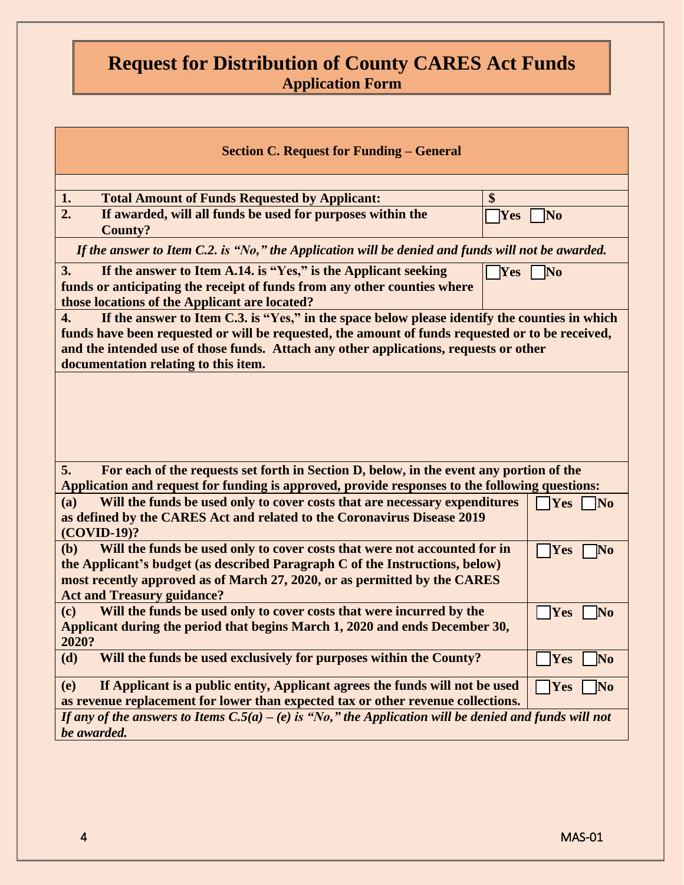# Request for Distribution of County CARES Act Funds

## Application Form

### Section C. Request for Funding – General

| | |
|---|---|
| **1. Total Amount of Funds Requested by Applicant:** | **$** |
| **2. If awarded, will all funds be used for purposes within the County?** | ☐ **Yes** ☐ **No** |

*If the answer to Item C.2. is "No," the Application will be denied and funds will not be awarded.*

| | |
|---|---|
| **3. If the answer to Item A.14. is "Yes," is the Applicant seeking funds or anticipating the receipt of funds from any other counties where those locations of the Applicant are located?** | ☐ **Yes** ☐ **No** |

**4. If the answer to Item C.3. is "Yes," in the space below please identify the counties in which funds have been requested or will be requested, the amount of funds requested or to be received, and the intended use of those funds. Attach any other applications, requests or other documentation relating to this item.**

**5. For each of the requests set forth in Section D, below, in the event any portion of the Application and request for funding is approved, provide responses to the following questions:**

| | |
|---|---|
| **(a) Will the funds be used only to cover costs that are necessary expenditures as defined by the CARES Act and related to the Coronavirus Disease 2019 (COVID-19)?** | ☐ **Yes** ☐ **No** |
| **(b) Will the funds be used only to cover costs that were not accounted for in the Applicant's budget (as described Paragraph C of the Instructions, below) most recently approved as of March 27, 2020, or as permitted by the CARES Act and Treasury guidance?** | ☐ **Yes** ☐ **No** |
| **(c) Will the funds be used only to cover costs that were incurred by the Applicant during the period that begins March 1, 2020 and ends December 30, 2020?** | ☐ **Yes** ☐ **No** |
| **(d) Will the funds be used exclusively for purposes within the County?** | ☐ **Yes** ☐ **No** |
| **(e) If Applicant is a public entity, Applicant agrees the funds will not be used as revenue replacement for lower than expected tax or other revenue collections.** | ☐ **Yes** ☐ **No** |

***If any of the answers to Items C.5(a) – (e) is "No," the Application will be denied and funds will not be awarded.***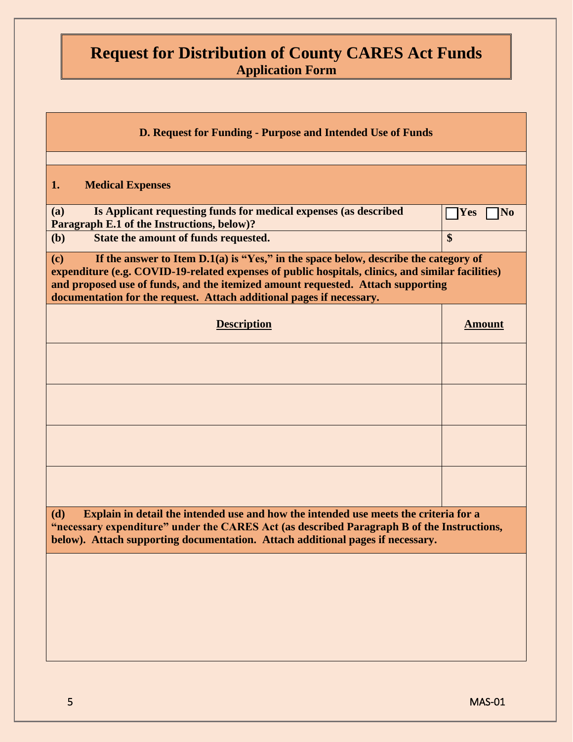# Request for Distribution of County CARES Act Funds
## Application Form

| D. Request for Funding - Purpose and Intended Use of Funds | |
|---|---|
| | |
| **1. Medical Expenses** | |
| **(a) Is Applicant requesting funds for medical expenses (as described Paragraph E.1 of the Instructions, below)?** | ☐ **Yes** ☐ **No** |
| **(b) State the amount of funds requested.** | **$** |
| **(c) If the answer to Item D.1(a) is "Yes," in the space below, describe the category of expenditure (e.g. COVID-19-related expenses of public hospitals, clinics, and similar facilities) and proposed use of funds, and the itemized amount requested. Attach supporting documentation for the request. Attach additional pages if necessary.** | |
| **Description** | **Amount** |
| | |
| | |
| | |
| | |
| **(d) Explain in detail the intended use and how the intended use meets the criteria for a "necessary expenditure" under the CARES Act (as described Paragraph B of the Instructions, below). Attach supporting documentation. Attach additional pages if necessary.** | |
| | |

MAS-01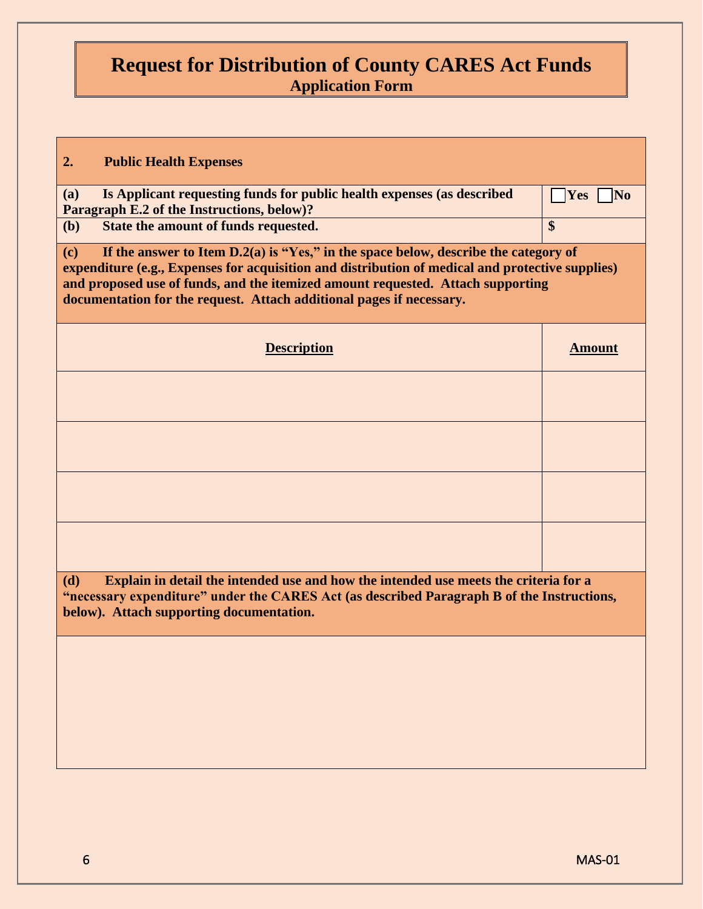# Request for Distribution of County CARES Act Funds
## Application Form

**2. Public Health Expenses**

| **(a) Is Applicant requesting funds for public health expenses (as described Paragraph E.2 of the Instructions, below)?** | ☐ **Yes** ☐ **No** |
|---|---|
| **(b) State the amount of funds requested.** | **$** |

**(c) If the answer to Item D.2(a) is "Yes," in the space below, describe the category of expenditure (e.g., Expenses for acquisition and distribution of medical and protective supplies) and proposed use of funds, and the itemized amount requested. Attach supporting documentation for the request. Attach additional pages if necessary.**

| **Description** | **Amount** |
|---|---|
| | |
| | |
| | |
| | |

**(d) Explain in detail the intended use and how the intended use meets the criteria for a "necessary expenditure" under the CARES Act (as described Paragraph B of the Instructions, below). Attach supporting documentation.**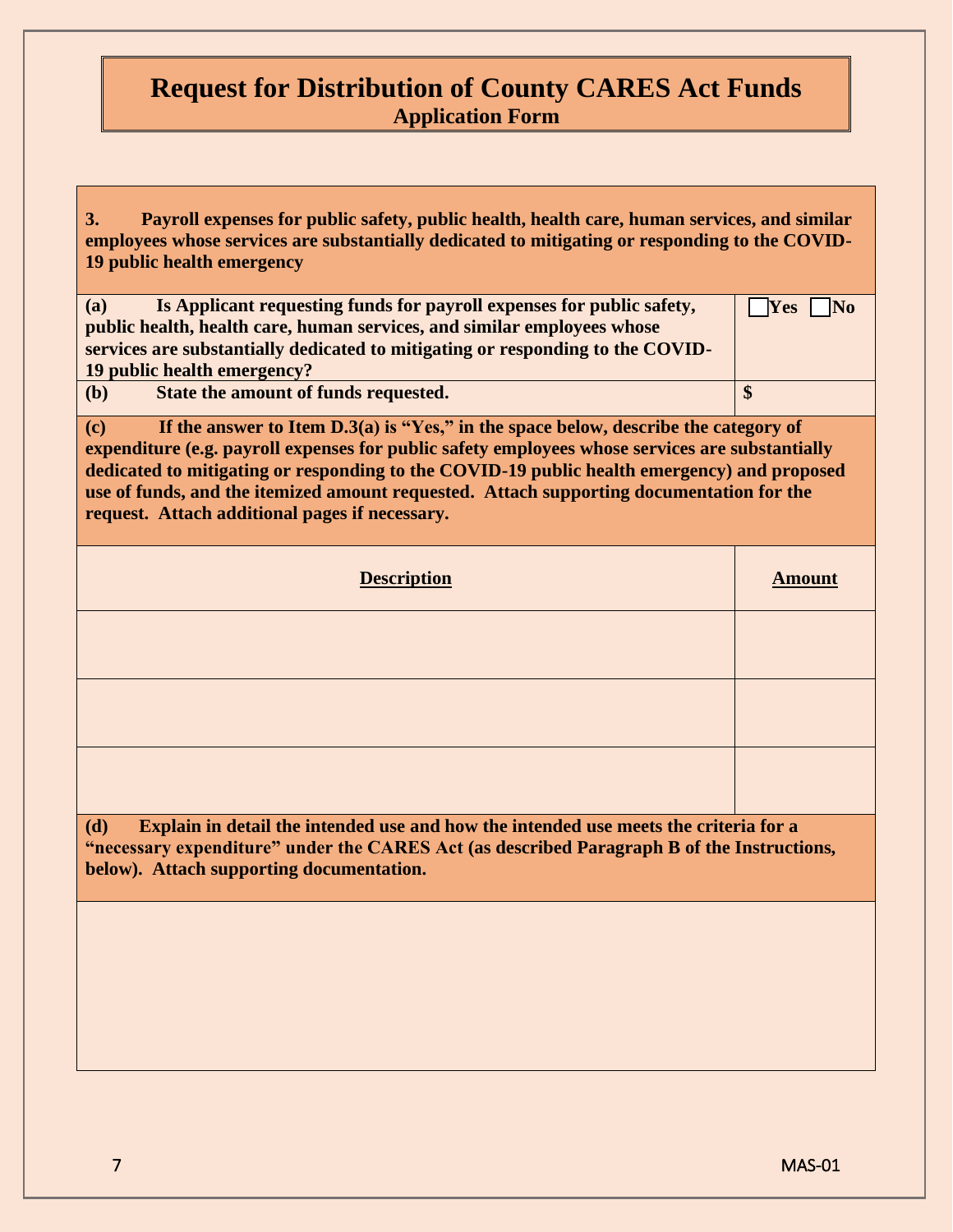# Request for Distribution of County CARES Act Funds

## Application Form

**3. Payroll expenses for public safety, public health, health care, human services, and similar employees whose services are substantially dedicated to mitigating or responding to the COVID-19 public health emergency**

| | |
|---|---|
| **(a) Is Applicant requesting funds for payroll expenses for public safety, public health, health care, human services, and similar employees whose services are substantially dedicated to mitigating or responding to the COVID-19 public health emergency?** | ☐ **Yes** ☐ **No** |
| **(b) State the amount of funds requested.** | **$** |

**(c) If the answer to Item D.3(a) is "Yes," in the space below, describe the category of expenditure (e.g. payroll expenses for public safety employees whose services are substantially dedicated to mitigating or responding to the COVID-19 public health emergency) and proposed use of funds, and the itemized amount requested. Attach supporting documentation for the request. Attach additional pages if necessary.**

| **Description** | **Amount** |
|---|---|
| | |
| | |
| | |

**(d) Explain in detail the intended use and how the intended use meets the criteria for a "necessary expenditure" under the CARES Act (as described Paragraph B of the Instructions, below). Attach supporting documentation.**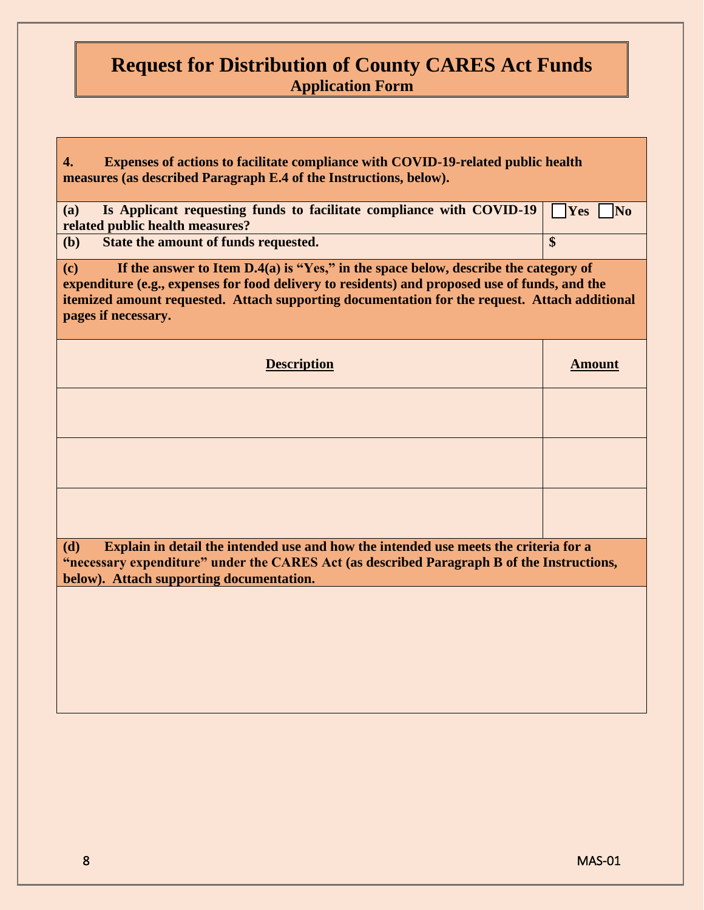# Request for Distribution of County CARES Act Funds
## Application Form

**4. Expenses of actions to facilitate compliance with COVID-19-related public health measures (as described Paragraph E.4 of the Instructions, below).**

| | |
|---|---|
| **(a) Is Applicant requesting funds to facilitate compliance with COVID-19 related public health measures?** | ☐ **Yes** ☐ **No** |
| **(b) State the amount of funds requested.** | **$** |

**(c) If the answer to Item D.4(a) is "Yes," in the space below, describe the category of expenditure (e.g., expenses for food delivery to residents) and proposed use of funds, and the itemized amount requested. Attach supporting documentation for the request. Attach additional pages if necessary.**

| **Description** | **Amount** |
|---|---|
| | |
| | |
| | |

**(d) Explain in detail the intended use and how the intended use meets the criteria for a "necessary expenditure" under the CARES Act (as described Paragraph B of the Instructions, below). Attach supporting documentation.**

MAS-01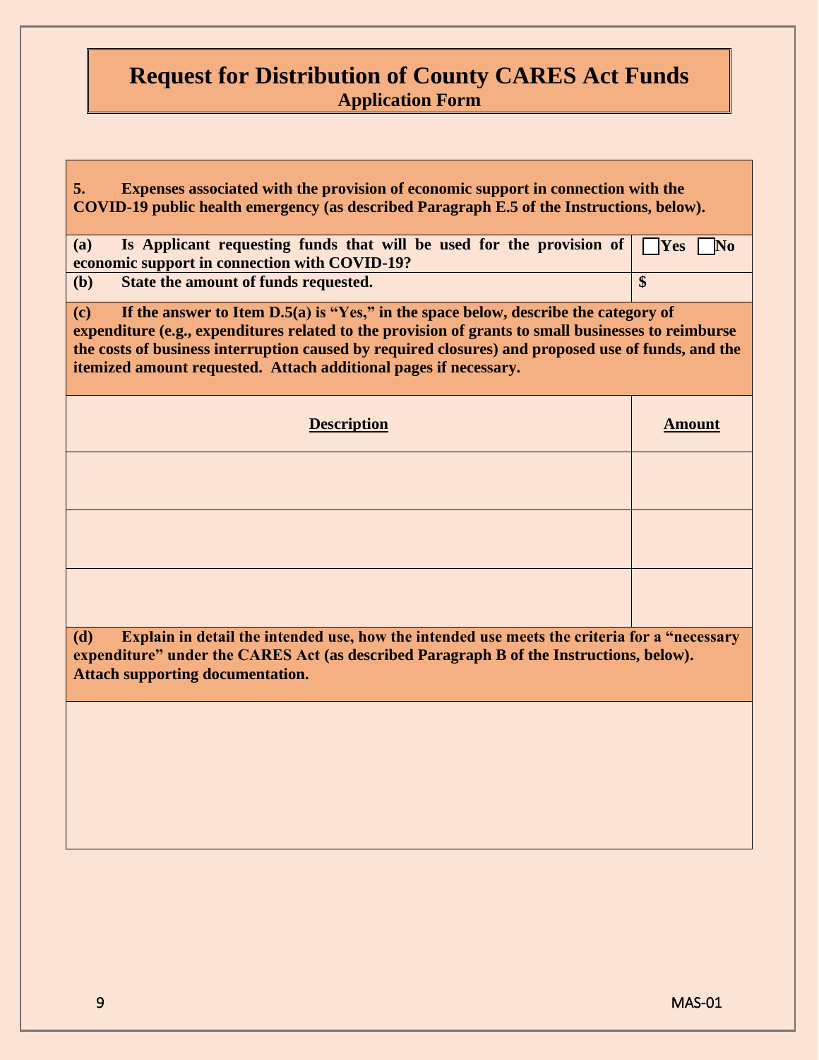# Request for Distribution of County CARES Act Funds
## Application Form

**5. Expenses associated with the provision of economic support in connection with the COVID-19 public health emergency (as described Paragraph E.5 of the Instructions, below).**

| | |
|---|---|
| **(a) Is Applicant requesting funds that will be used for the provision of economic support in connection with COVID-19?** | ☐ **Yes** ☐ **No** |
| **(b) State the amount of funds requested.** | **$** |

**(c) If the answer to Item D.5(a) is "Yes," in the space below, describe the category of expenditure (e.g., expenditures related to the provision of grants to small businesses to reimburse the costs of business interruption caused by required closures) and proposed use of funds, and the itemized amount requested. Attach additional pages if necessary.**

| **Description** | **Amount** |
|---|---|
| | |
| | |
| | |

**(d) Explain in detail the intended use, how the intended use meets the criteria for a "necessary expenditure" under the CARES Act (as described Paragraph B of the Instructions, below). Attach supporting documentation.**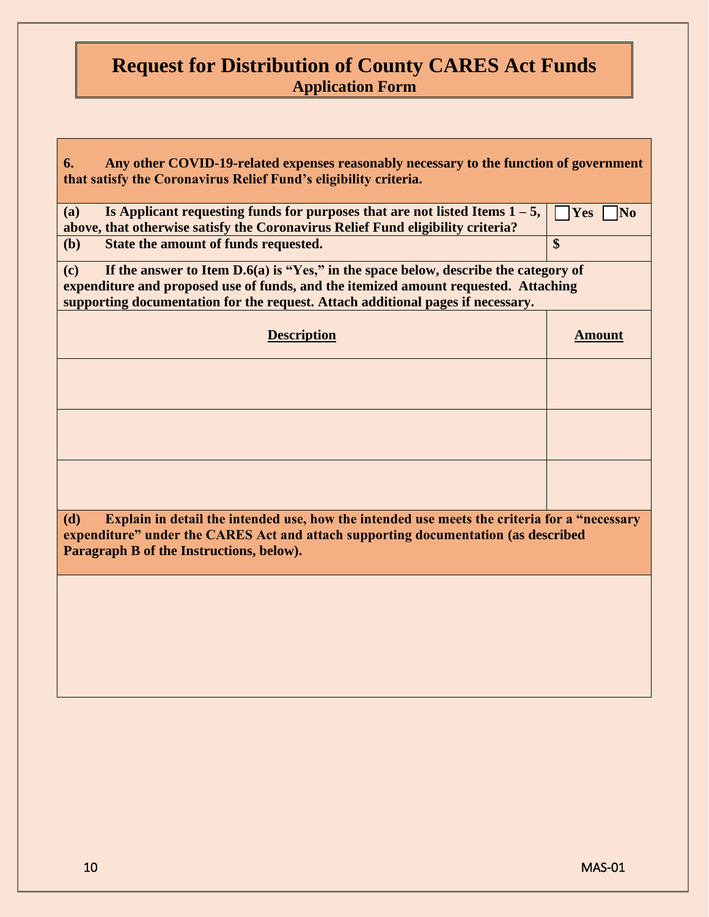# Request for Distribution of County CARES Act Funds

## Application Form

**6. Any other COVID-19-related expenses reasonably necessary to the function of government that satisfy the Coronavirus Relief Fund's eligibility criteria.**

| | |
|---|---|
| **(a) Is Applicant requesting funds for purposes that are not listed Items 1 – 5, above, that otherwise satisfy the Coronavirus Relief Fund eligibility criteria?** | ☐ **Yes** ☐ **No** |
| **(b) State the amount of funds requested.** | **$** |

**(c) If the answer to Item D.6(a) is "Yes," in the space below, describe the category of expenditure and proposed use of funds, and the itemized amount requested. Attaching supporting documentation for the request. Attach additional pages if necessary.**

| **Description** | **Amount** |
|---|---|
| | |
| | |
| | |

**(d) Explain in detail the intended use, how the intended use meets the criteria for a "necessary expenditure" under the CARES Act and attach supporting documentation (as described Paragraph B of the Instructions, below).**

MAS-01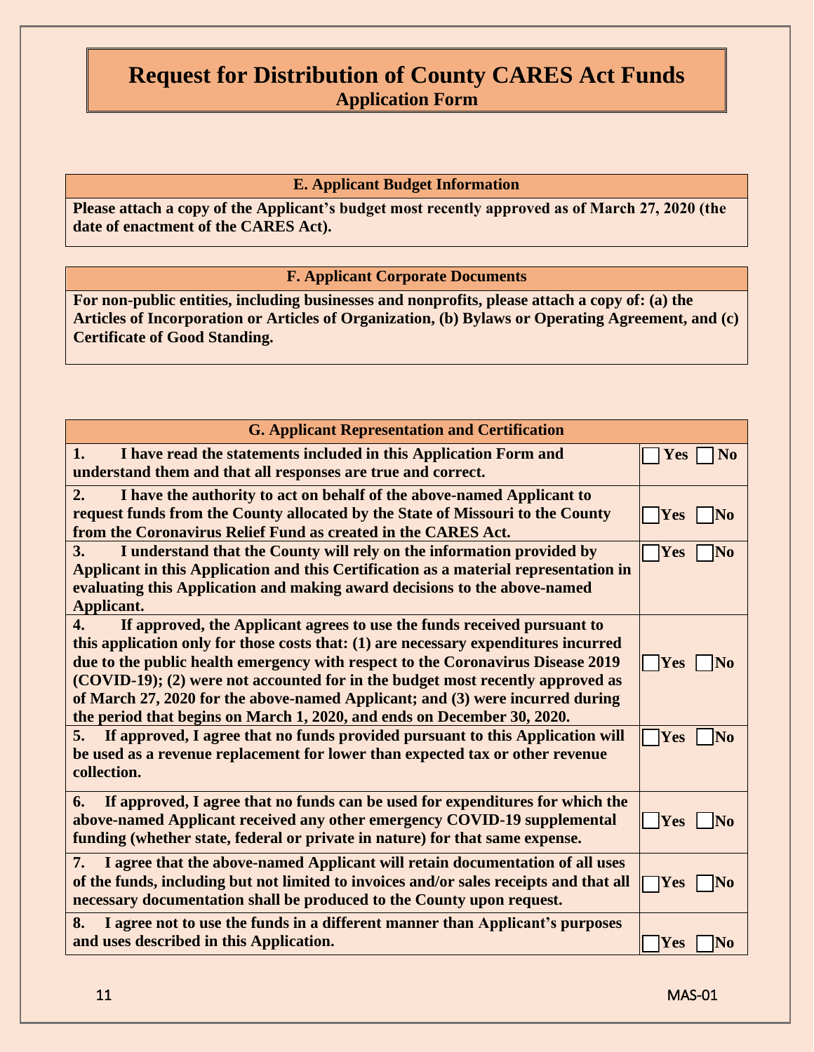# Request for Distribution of County CARES Act Funds

## Application Form

### E. Applicant Budget Information

**Please attach a copy of the Applicant's budget most recently approved as of March 27, 2020 (the date of enactment of the CARES Act).**

### F. Applicant Corporate Documents

**For non-public entities, including businesses and nonprofits, please attach a copy of: (a) the Articles of Incorporation or Articles of Organization, (b) Bylaws or Operating Agreement, and (c) Certificate of Good Standing.**

| G. Applicant Representation and Certification | |
|---|---|
| **1. I have read the statements included in this Application Form and understand them and that all responses are true and correct.** | ☐ Yes ☐ No |
| **2. I have the authority to act on behalf of the above-named Applicant to request funds from the County allocated by the State of Missouri to the County from the Coronavirus Relief Fund as created in the CARES Act.** | ☐ Yes ☐ No |
| **3. I understand that the County will rely on the information provided by Applicant in this Application and this Certification as a material representation in evaluating this Application and making award decisions to the above-named Applicant.** | ☐ Yes ☐ No |
| **4. If approved, the Applicant agrees to use the funds received pursuant to this application only for those costs that: (1) are necessary expenditures incurred due to the public health emergency with respect to the Coronavirus Disease 2019 (COVID-19); (2) were not accounted for in the budget most recently approved as of March 27, 2020 for the above-named Applicant; and (3) were incurred during the period that begins on March 1, 2020, and ends on December 30, 2020.** | ☐ Yes ☐ No |
| **5. If approved, I agree that no funds provided pursuant to this Application will be used as a revenue replacement for lower than expected tax or other revenue collection.** | ☐ Yes ☐ No |
| **6. If approved, I agree that no funds can be used for expenditures for which the above-named Applicant received any other emergency COVID-19 supplemental funding (whether state, federal or private in nature) for that same expense.** | ☐ Yes ☐ No |
| **7. I agree that the above-named Applicant will retain documentation of all uses of the funds, including but not limited to invoices and/or sales receipts and that all necessary documentation shall be produced to the County upon request.** | ☐ Yes ☐ No |
| **8. I agree not to use the funds in a different manner than Applicant's purposes and uses described in this Application.** | ☐ Yes ☐ No |

MAS-01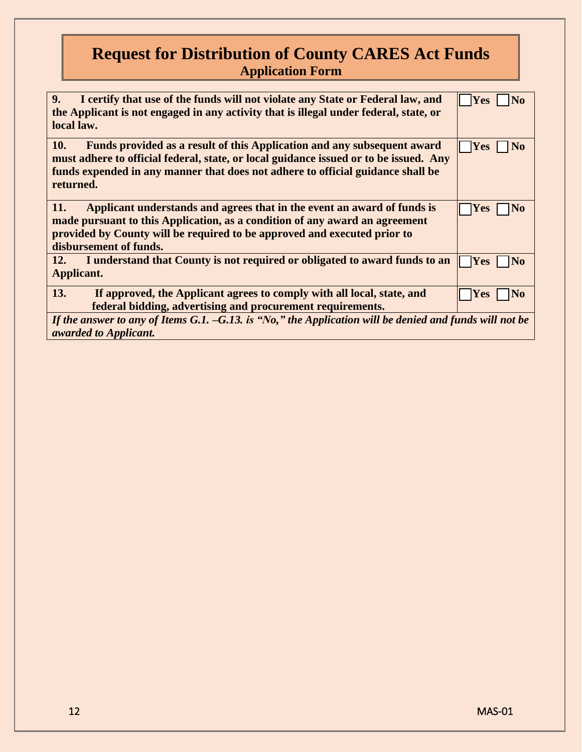# Request for Distribution of County CARES Act Funds

## Application Form

| | |
|---|---|
| **9. I certify that use of the funds will not violate any State or Federal law, and the Applicant is not engaged in any activity that is illegal under federal, state, or local law.** | ☐ **Yes** ☐ **No** |
| **10. Funds provided as a result of this Application and any subsequent award must adhere to official federal, state, or local guidance issued or to be issued. Any funds expended in any manner that does not adhere to official guidance shall be returned.** | ☐ **Yes** ☐ **No** |
| **11. Applicant understands and agrees that in the event an award of funds is made pursuant to this Application, as a condition of any award an agreement provided by County will be required to be approved and executed prior to disbursement of funds.** | ☐ **Yes** ☐ **No** |
| **12. I understand that County is not required or obligated to award funds to an Applicant.** | ☐ **Yes** ☐ **No** |
| **13. If approved, the Applicant agrees to comply with all local, state, and federal bidding, advertising and procurement requirements.** | ☐ **Yes** ☐ **No** |
| ***If the answer to any of Items G.1. –G.13. is "No," the Application will be denied and funds will not be awarded to Applicant.*** | |

MAS-01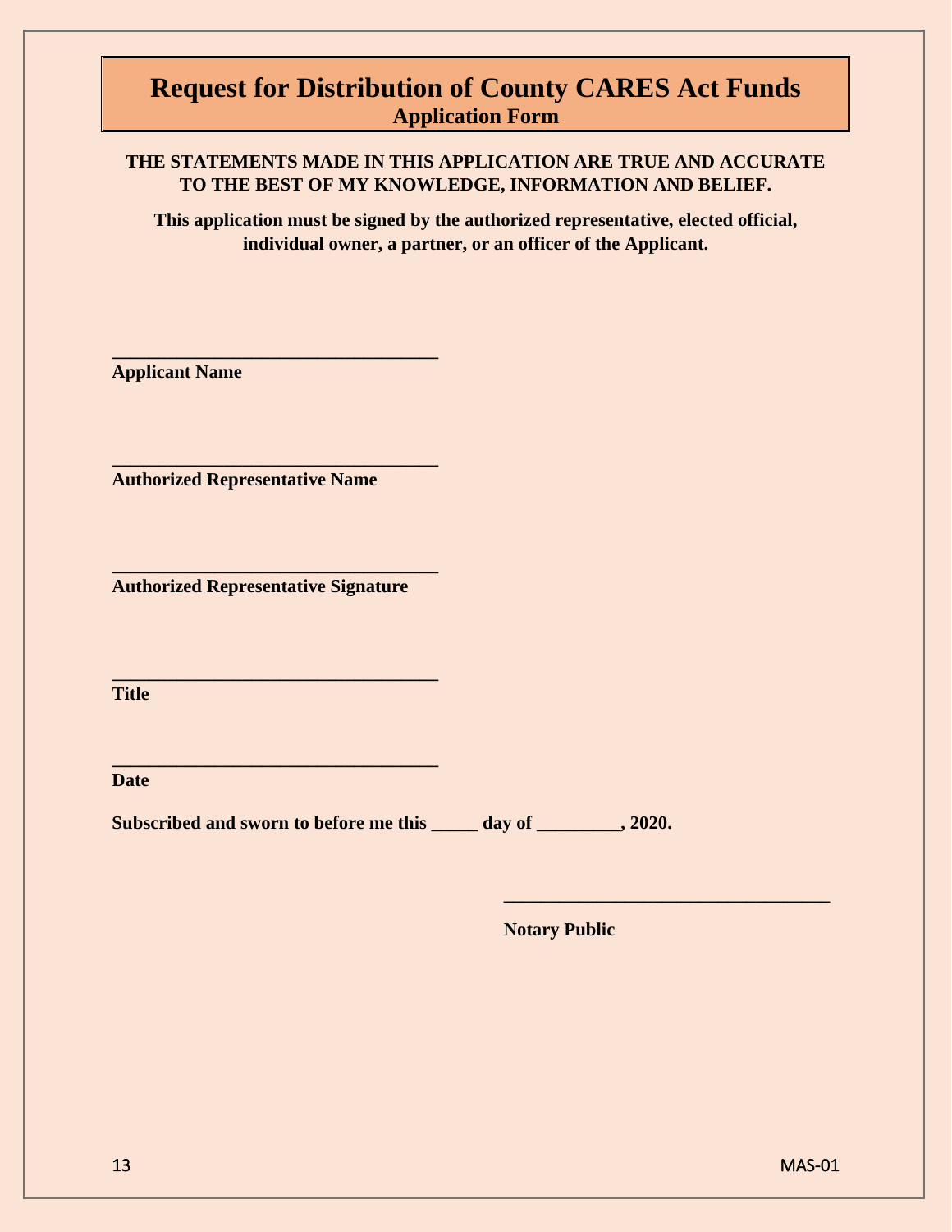# Request for Distribution of County CARES Act Funds

## Application Form

**THE STATEMENTS MADE IN THIS APPLICATION ARE TRUE AND ACCURATE TO THE BEST OF MY KNOWLEDGE, INFORMATION AND BELIEF.**

**This application must be signed by the authorized representative, elected official, individual owner, a partner, or an officer of the Applicant.**

**___________________________________**
**Applicant Name**

**___________________________________**
**Authorized Representative Name**

**___________________________________**
**Authorized Representative Signature**

**___________________________________**
**Title**

**___________________________________**
**Date**

**Subscribed and sworn to before me this _____ day of _________, 2020.**

**___________________________________**
**Notary Public**

MAS-01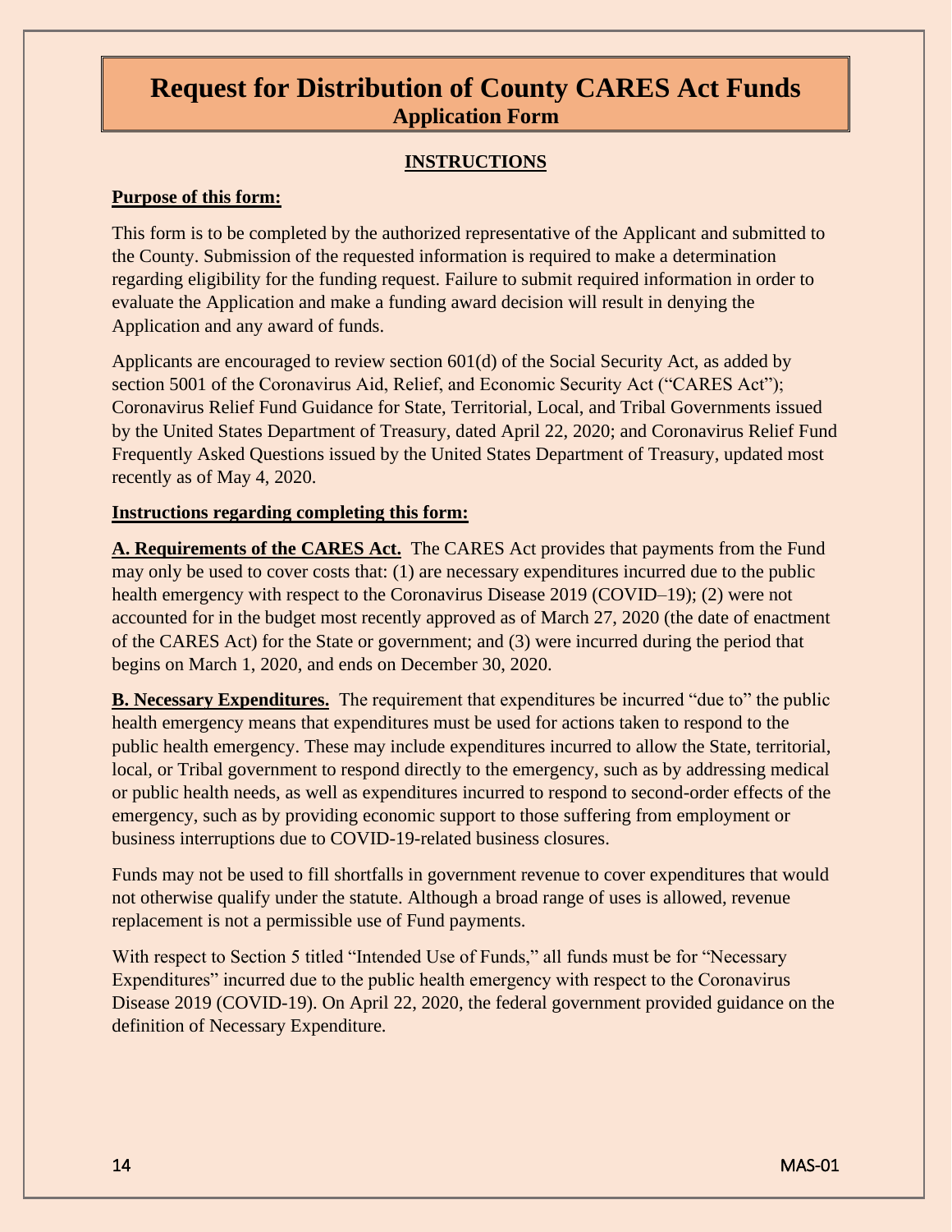# Request for Distribution of County CARES Act Funds

## Application Form

### INSTRUCTIONS

**Purpose of this form:**

This form is to be completed by the authorized representative of the Applicant and submitted to the County. Submission of the requested information is required to make a determination regarding eligibility for the funding request. Failure to submit required information in order to evaluate the Application and make a funding award decision will result in denying the Application and any award of funds.

Applicants are encouraged to review section 601(d) of the Social Security Act, as added by section 5001 of the Coronavirus Aid, Relief, and Economic Security Act ("CARES Act"); Coronavirus Relief Fund Guidance for State, Territorial, Local, and Tribal Governments issued by the United States Department of Treasury, dated April 22, 2020; and Coronavirus Relief Fund Frequently Asked Questions issued by the United States Department of Treasury, updated most recently as of May 4, 2020.

**Instructions regarding completing this form:**

**A. Requirements of the CARES Act.** The CARES Act provides that payments from the Fund may only be used to cover costs that: (1) are necessary expenditures incurred due to the public health emergency with respect to the Coronavirus Disease 2019 (COVID–19); (2) were not accounted for in the budget most recently approved as of March 27, 2020 (the date of enactment of the CARES Act) for the State or government; and (3) were incurred during the period that begins on March 1, 2020, and ends on December 30, 2020.

**B. Necessary Expenditures.** The requirement that expenditures be incurred "due to" the public health emergency means that expenditures must be used for actions taken to respond to the public health emergency. These may include expenditures incurred to allow the State, territorial, local, or Tribal government to respond directly to the emergency, such as by addressing medical or public health needs, as well as expenditures incurred to respond to second-order effects of the emergency, such as by providing economic support to those suffering from employment or business interruptions due to COVID-19-related business closures.

Funds may not be used to fill shortfalls in government revenue to cover expenditures that would not otherwise qualify under the statute. Although a broad range of uses is allowed, revenue replacement is not a permissible use of Fund payments.

With respect to Section 5 titled "Intended Use of Funds," all funds must be for "Necessary Expenditures" incurred due to the public health emergency with respect to the Coronavirus Disease 2019 (COVID-19). On April 22, 2020, the federal government provided guidance on the definition of Necessary Expenditure.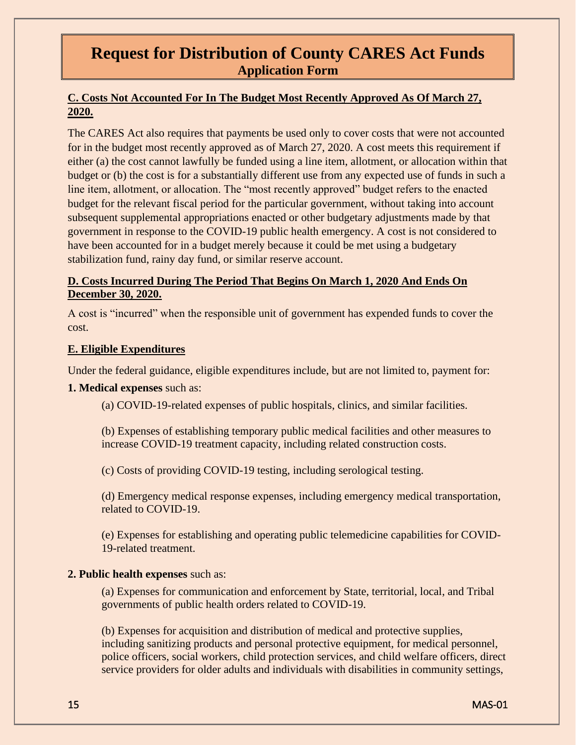# Request for Distribution of County CARES Act Funds
## Application Form

**C. Costs Not Accounted For In The Budget Most Recently Approved As Of March 27, 2020.**

The CARES Act also requires that payments be used only to cover costs that were not accounted for in the budget most recently approved as of March 27, 2020. A cost meets this requirement if either (a) the cost cannot lawfully be funded using a line item, allotment, or allocation within that budget or (b) the cost is for a substantially different use from any expected use of funds in such a line item, allotment, or allocation. The "most recently approved" budget refers to the enacted budget for the relevant fiscal period for the particular government, without taking into account subsequent supplemental appropriations enacted or other budgetary adjustments made by that government in response to the COVID-19 public health emergency. A cost is not considered to have been accounted for in a budget merely because it could be met using a budgetary stabilization fund, rainy day fund, or similar reserve account.

**D. Costs Incurred During The Period That Begins On March 1, 2020 And Ends On December 30, 2020.**

A cost is "incurred" when the responsible unit of government has expended funds to cover the cost.

**E. Eligible Expenditures**

Under the federal guidance, eligible expenditures include, but are not limited to, payment for:

**1. Medical expenses** such as:

(a) COVID-19-related expenses of public hospitals, clinics, and similar facilities.

(b) Expenses of establishing temporary public medical facilities and other measures to increase COVID-19 treatment capacity, including related construction costs.

(c) Costs of providing COVID-19 testing, including serological testing.

(d) Emergency medical response expenses, including emergency medical transportation, related to COVID-19.

(e) Expenses for establishing and operating public telemedicine capabilities for COVID-19-related treatment.

**2. Public health expenses** such as:

(a) Expenses for communication and enforcement by State, territorial, local, and Tribal governments of public health orders related to COVID-19.

(b) Expenses for acquisition and distribution of medical and protective supplies, including sanitizing products and personal protective equipment, for medical personnel, police officers, social workers, child protection services, and child welfare officers, direct service providers for older adults and individuals with disabilities in community settings,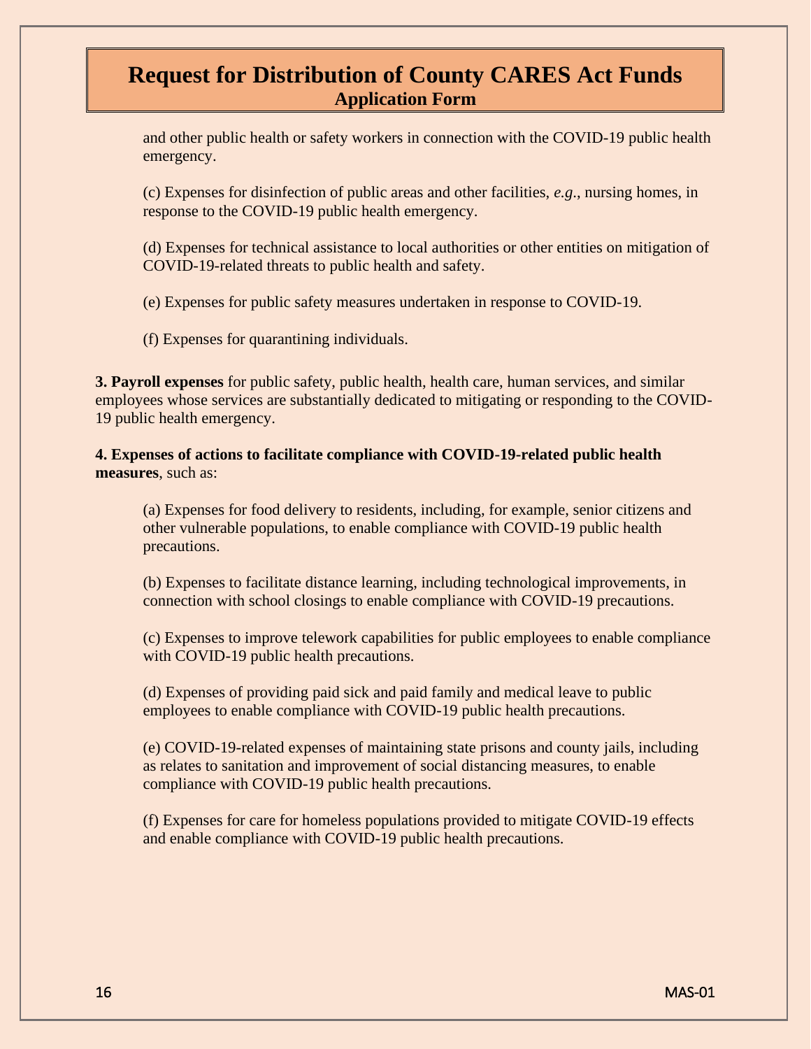and other public health or safety workers in connection with the COVID-19 public health emergency.

(c) Expenses for disinfection of public areas and other facilities, *e.g.*, nursing homes, in response to the COVID-19 public health emergency.

(d) Expenses for technical assistance to local authorities or other entities on mitigation of COVID-19-related threats to public health and safety.

(e) Expenses for public safety measures undertaken in response to COVID-19.

(f) Expenses for quarantining individuals.

**3. Payroll expenses** for public safety, public health, health care, human services, and similar employees whose services are substantially dedicated to mitigating or responding to the COVID-19 public health emergency.

**4. Expenses of actions to facilitate compliance with COVID-19-related public health measures**, such as:

(a) Expenses for food delivery to residents, including, for example, senior citizens and other vulnerable populations, to enable compliance with COVID-19 public health precautions.

(b) Expenses to facilitate distance learning, including technological improvements, in connection with school closings to enable compliance with COVID-19 precautions.

(c) Expenses to improve telework capabilities for public employees to enable compliance with COVID-19 public health precautions.

(d) Expenses of providing paid sick and paid family and medical leave to public employees to enable compliance with COVID-19 public health precautions.

(e) COVID-19-related expenses of maintaining state prisons and county jails, including as relates to sanitation and improvement of social distancing measures, to enable compliance with COVID-19 public health precautions.

(f) Expenses for care for homeless populations provided to mitigate COVID-19 effects and enable compliance with COVID-19 public health precautions.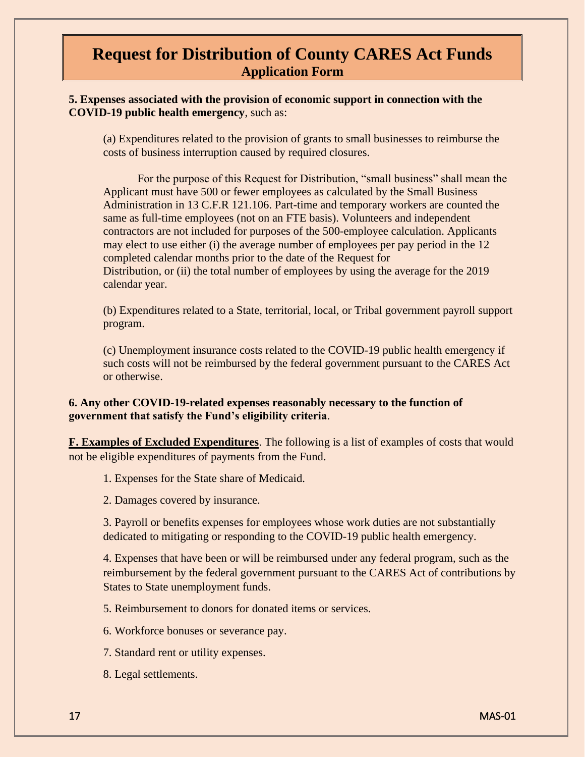# Request for Distribution of County CARES Act Funds

## Application Form

**5. Expenses associated with the provision of economic support in connection with the COVID-19 public health emergency**, such as:

(a) Expenditures related to the provision of grants to small businesses to reimburse the costs of business interruption caused by required closures.

For the purpose of this Request for Distribution, "small business" shall mean the Applicant must have 500 or fewer employees as calculated by the Small Business Administration in 13 C.F.R 121.106. Part-time and temporary workers are counted the same as full-time employees (not on an FTE basis). Volunteers and independent contractors are not included for purposes of the 500-employee calculation. Applicants may elect to use either (i) the average number of employees per pay period in the 12 completed calendar months prior to the date of the Request for Distribution, or (ii) the total number of employees by using the average for the 2019 calendar year.

(b) Expenditures related to a State, territorial, local, or Tribal government payroll support program.

(c) Unemployment insurance costs related to the COVID-19 public health emergency if such costs will not be reimbursed by the federal government pursuant to the CARES Act or otherwise.

**6. Any other COVID-19-related expenses reasonably necessary to the function of government that satisfy the Fund's eligibility criteria**.

**F. Examples of Excluded Expenditures**. The following is a list of examples of costs that would not be eligible expenditures of payments from the Fund.

1. Expenses for the State share of Medicaid.
2. Damages covered by insurance.
3. Payroll or benefits expenses for employees whose work duties are not substantially dedicated to mitigating or responding to the COVID-19 public health emergency.
4. Expenses that have been or will be reimbursed under any federal program, such as the reimbursement by the federal government pursuant to the CARES Act of contributions by States to State unemployment funds.
5. Reimbursement to donors for donated items or services.
6. Workforce bonuses or severance pay.
7. Standard rent or utility expenses.
8. Legal settlements.

MAS-01